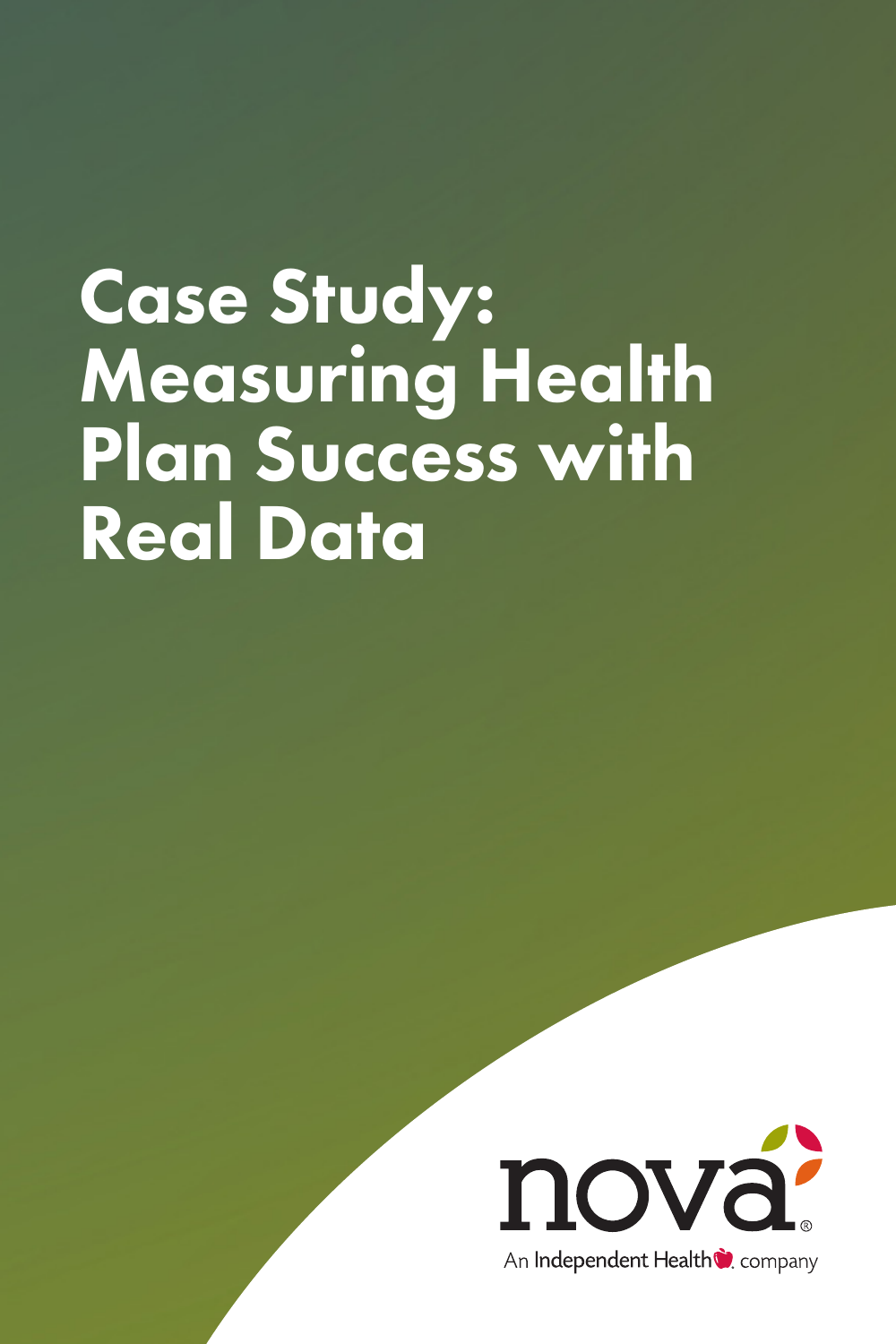# Case Study: Measuring Health Plan Success with Real Data

nova®

An Independent Health company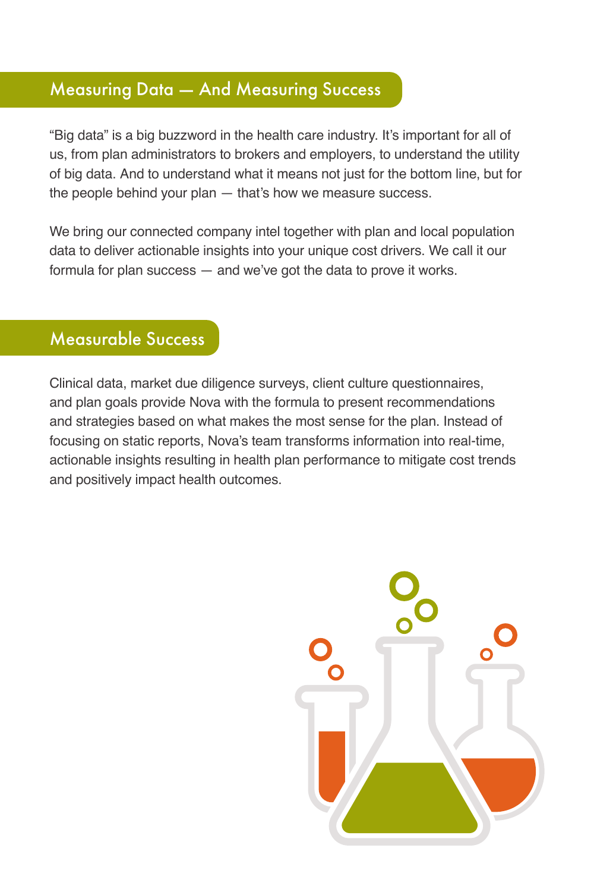## Measuring Data — And Measuring Success

"Big data" is a big buzzword in the health care industry. It's important for all of us, from plan administrators to brokers and employers, to understand the utility of big data. And to understand what it means not just for the bottom line, but for the people behind your plan — that's how we measure success.

We bring our connected company intel together with plan and local population data to deliver actionable insights into your unique cost drivers. We call it our formula for plan success — and we've got the data to prove it works.

## Measurable Success

Clinical data, market due diligence surveys, client culture questionnaires, and plan goals provide Nova with the formula to present recommendations and strategies based on what makes the most sense for the plan. Instead of focusing on static reports, Nova's team transforms information into real-time, actionable insights resulting in health plan performance to mitigate cost trends and positively impact health outcomes.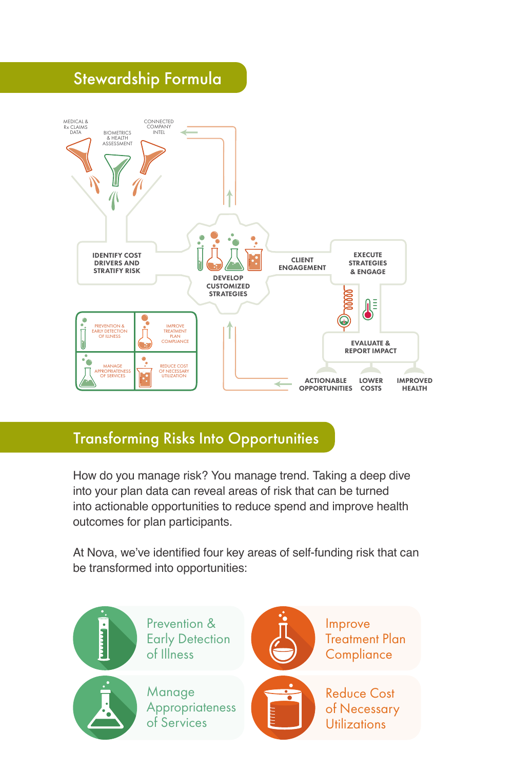## Stewardship Formula

MEDICAL & Rx CLAIMS DATA

BIOMETRICS & HEALTH ASSESSMENT

CONNECTED COMPANY INTEL

IDENTIFY COST DRIVERS AND STRATIFY RISK

DEVELOP CUSTOMIZED STRATEGIES

CLIENT ENGAGEMENT

EXECUTE STRATEGIES & ENGAGE

EVALUATE & REPORT IMPACT

ACTIONABLE OPPORTUNITIES

LOWER COSTS

IMPROVED HEALTH

| PREVENTION & EARLY DETECTION OF ILLNESS | IMPROVE TREATMENT PLAN COMPLIANCE |
| --- | --- |
| MANAGE APPROPRIATENESS OF SERVICES | REDUCE COST OF NECESSARY UTILIZATION |

## Transforming Risks Into Opportunities

How do you manage risk? You manage trend. Taking a deep dive into your plan data can reveal areas of risk that can be turned into actionable opportunities to reduce spend and improve health outcomes for plan participants.

At Nova, we've identified four key areas of self-funding risk that can be transformed into opportunities:

- Prevention & Early Detection of Illness
- Improve Treatment Plan Compliance
- Manage Appropriateness of Services
- Reduce Cost of Necessary Utilizations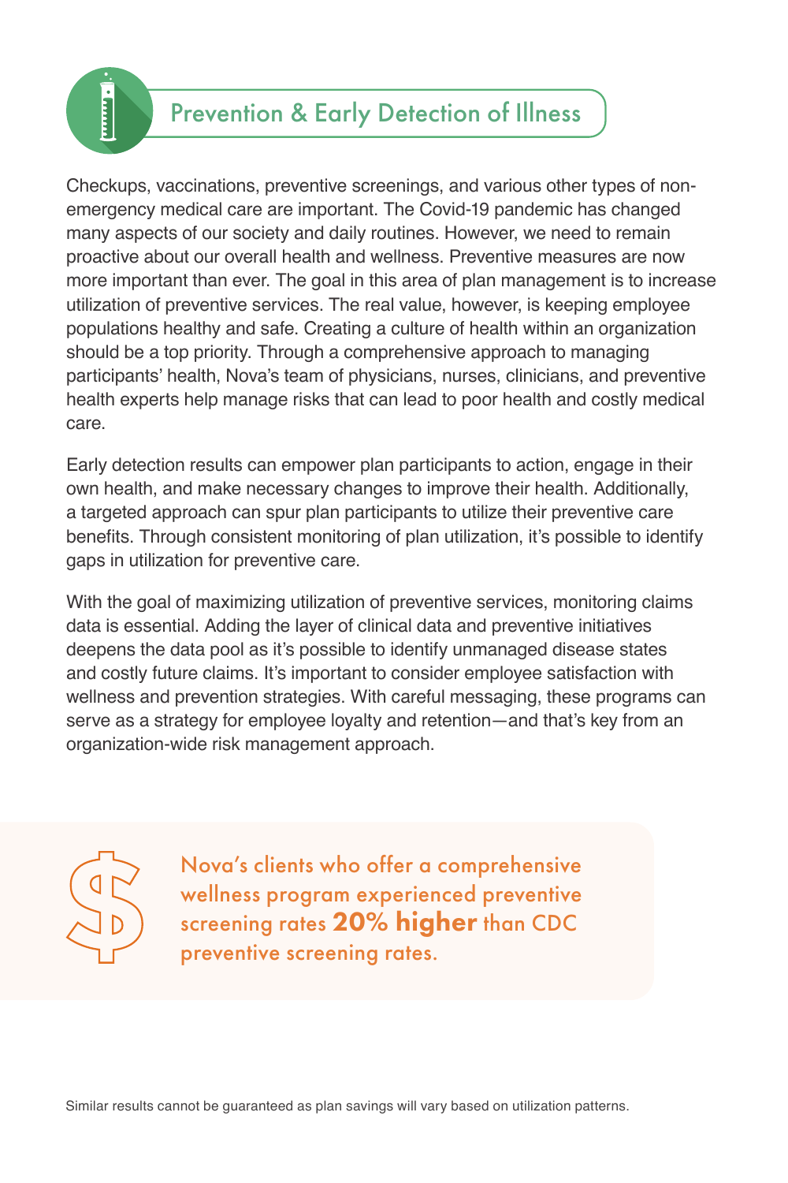## Prevention & Early Detection of Illness

Checkups, vaccinations, preventive screenings, and various other types of non-emergency medical care are important. The Covid-19 pandemic has changed many aspects of our society and daily routines. However, we need to remain proactive about our overall health and wellness. Preventive measures are now more important than ever. The goal in this area of plan management is to increase utilization of preventive services. The real value, however, is keeping employee populations healthy and safe. Creating a culture of health within an organization should be a top priority. Through a comprehensive approach to managing participants' health, Nova's team of physicians, nurses, clinicians, and preventive health experts help manage risks that can lead to poor health and costly medical care.

Early detection results can empower plan participants to action, engage in their own health, and make necessary changes to improve their health. Additionally, a targeted approach can spur plan participants to utilize their preventive care benefits. Through consistent monitoring of plan utilization, it's possible to identify gaps in utilization for preventive care.

With the goal of maximizing utilization of preventive services, monitoring claims data is essential. Adding the layer of clinical data and preventive initiatives deepens the data pool as it's possible to identify unmanaged disease states and costly future claims. It's important to consider employee satisfaction with wellness and prevention strategies. With careful messaging, these programs can serve as a strategy for employee loyalty and retention—and that's key from an organization-wide risk management approach.

Nova's clients who offer a comprehensive wellness program experienced preventive screening rates **20% higher** than CDC preventive screening rates.

Similar results cannot be guaranteed as plan savings will vary based on utilization patterns.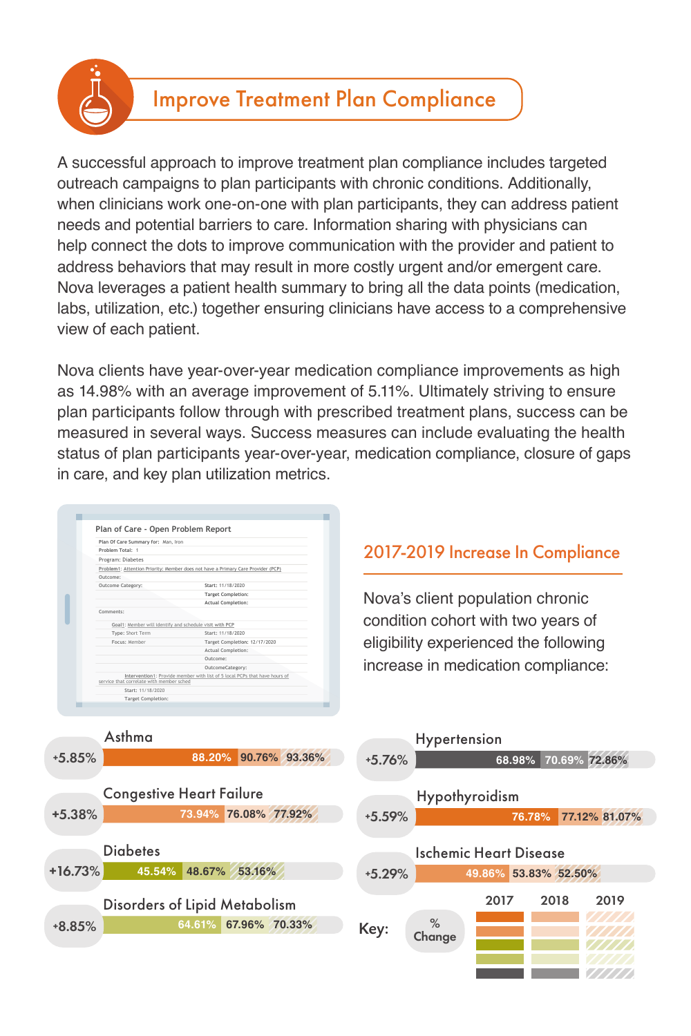# Improve Treatment Plan Compliance

A successful approach to improve treatment plan compliance includes targeted outreach campaigns to plan participants with chronic conditions. Additionally, when clinicians work one-on-one with plan participants, they can address patient needs and potential barriers to care. Information sharing with physicians can help connect the dots to improve communication with the provider and patient to address behaviors that may result in more costly urgent and/or emergent care. Nova leverages a patient health summary to bring all the data points (medication, labs, utilization, etc.) together ensuring clinicians have access to a comprehensive view of each patient.

Nova clients have year-over-year medication compliance improvements as high as 14.98% with an average improvement of 5.11%. Ultimately striving to ensure plan participants follow through with prescribed treatment plans, success can be measured in several ways. Success measures can include evaluating the health status of plan participants year-over-year, medication compliance, closure of gaps in care, and key plan utilization metrics.

Plan of Care - Open Problem Report

| | |
|---|---|
| Plan Of Care Summary for: Man, Iron | |
| Problem Total: 1 | |
| Program: Diabetes | |
| Problem1: Attention Priority: Member does not have a Primary Care Provider (PCP) | |
| Outcome: | |
| Outcome Category: | Start: 11/18/2020 |
| | Target Completion: |
| | Actual Completion: |
| Comments: | |
| Goal1: Member will identify and schedule visit with PCP | |
| Type: Short Term | Start: 11/18/2020 |
| Focus: Member | Target Completion: 12/17/2020 |
| | Actual Completion: |
| | Outcome: |
| | OutcomeCategory: |
| Intervention1: Provide member with list of 5 local PCPs that have hours of service that correlate with member sched | |
| Start: 11/18/2020 | |
| Target Completion: | |

## 2017-2019 Increase In Compliance

Nova's client population chronic condition cohort with two years of eligibility experienced the following increase in medication compliance:

| Condition | % Change | 2017 | 2018 | 2019 |
|---|---|---|---|---|
| Asthma | +5.85% | 88.20% | 90.76% | 93.36% |
| Congestive Heart Failure | +5.38% | 73.94% | 76.08% | 77.92% |
| Diabetes | +16.73% | 45.54% | 48.67% | 53.16% |
| Disorders of Lipid Metabolism | +8.85% | 64.61% | 67.96% | 70.33% |
| Hypertension | +5.76% | 68.98% | 70.69% | 72.86% |
| Hypothyroidism | +5.59% | 76.78% | 77.12% | 81.07% |
| Ischemic Heart Disease | +5.29% | 49.86% | 53.83% | 52.50% |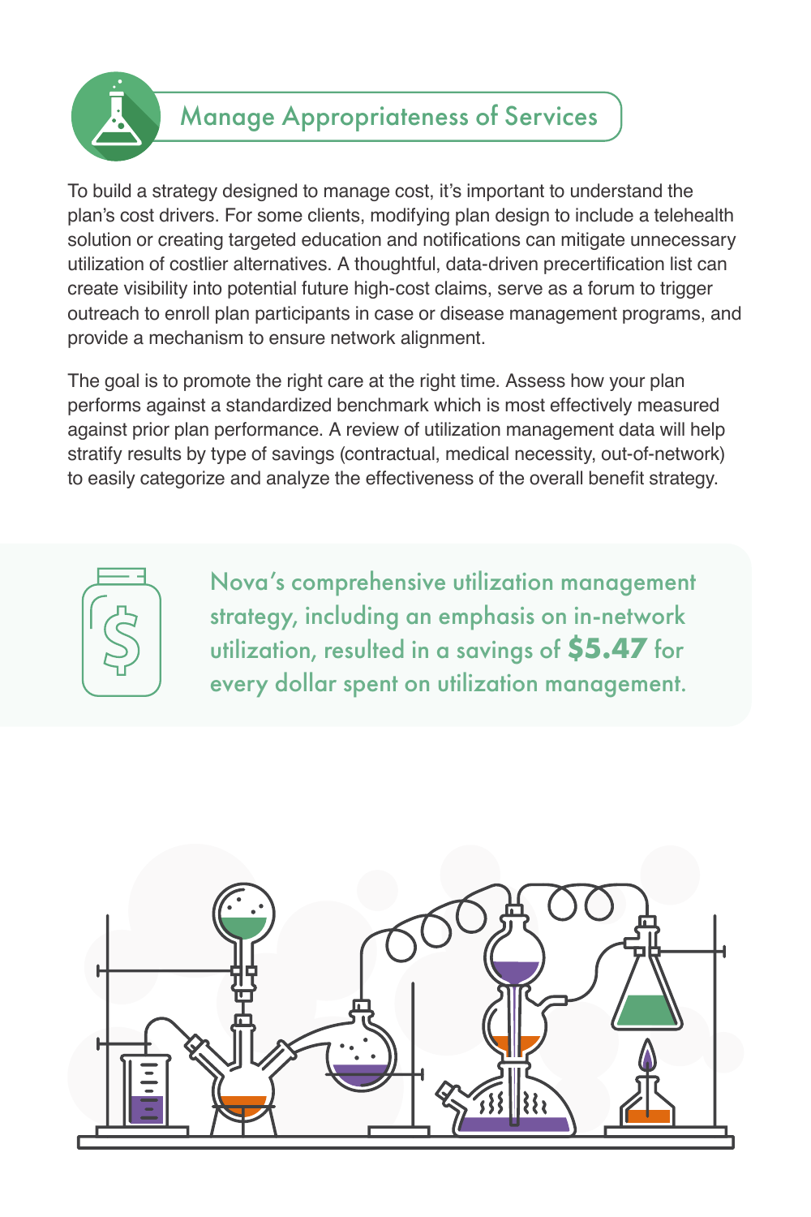## Manage Appropriateness of Services

To build a strategy designed to manage cost, it's important to understand the plan's cost drivers. For some clients, modifying plan design to include a telehealth solution or creating targeted education and notifications can mitigate unnecessary utilization of costlier alternatives. A thoughtful, data-driven precertification list can create visibility into potential future high-cost claims, serve as a forum to trigger outreach to enroll plan participants in case or disease management programs, and provide a mechanism to ensure network alignment.

The goal is to promote the right care at the right time. Assess how your plan performs against a standardized benchmark which is most effectively measured against prior plan performance. A review of utilization management data will help stratify results by type of savings (contractual, medical necessity, out-of-network) to easily categorize and analyze the effectiveness of the overall benefit strategy.

Nova's comprehensive utilization management strategy, including an emphasis on in-network utilization, resulted in a savings of **$5.47** for every dollar spent on utilization management.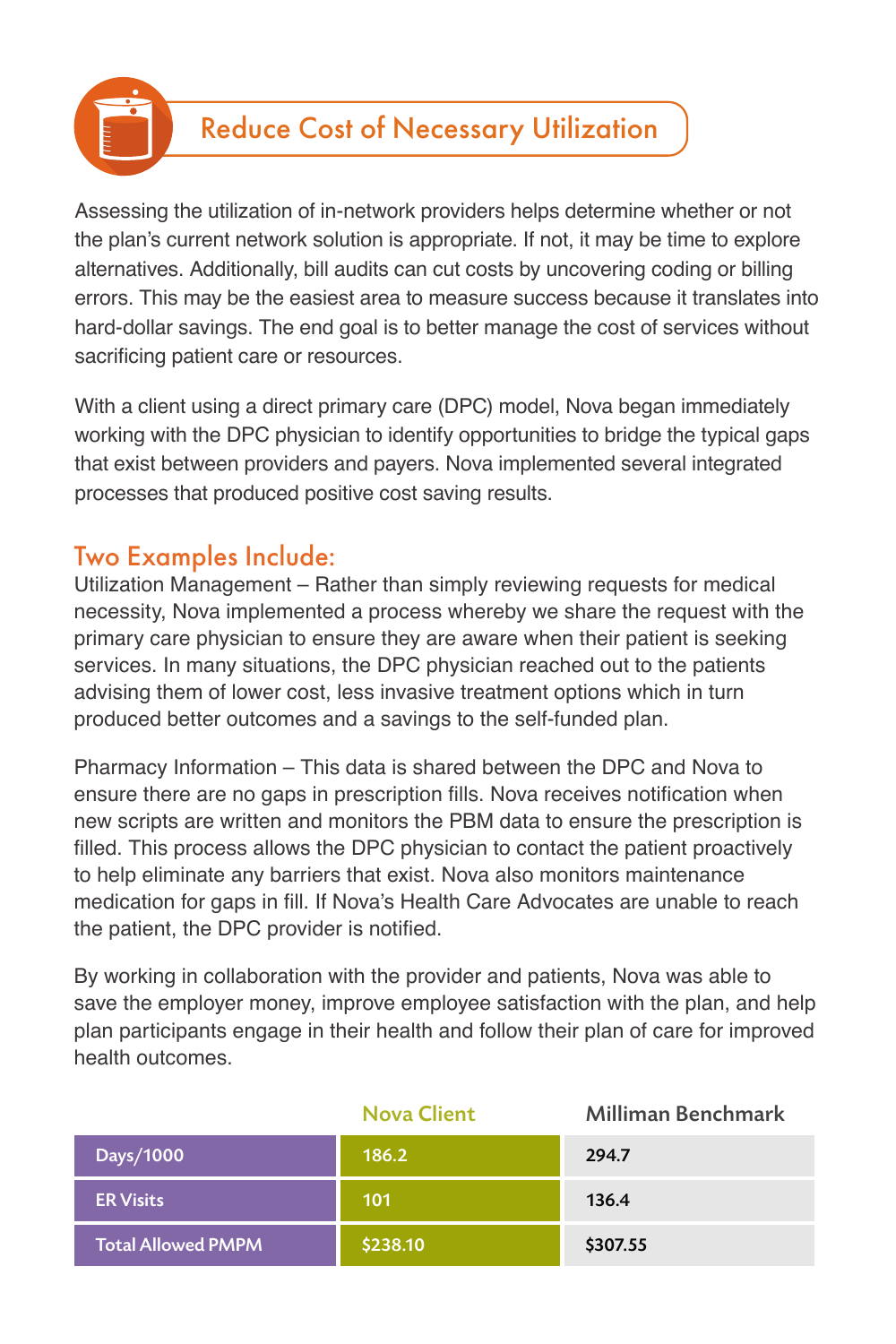## Reduce Cost of Necessary Utilization

Assessing the utilization of in-network providers helps determine whether or not the plan's current network solution is appropriate. If not, it may be time to explore alternatives. Additionally, bill audits can cut costs by uncovering coding or billing errors. This may be the easiest area to measure success because it translates into hard-dollar savings. The end goal is to better manage the cost of services without sacrificing patient care or resources.

With a client using a direct primary care (DPC) model, Nova began immediately working with the DPC physician to identify opportunities to bridge the typical gaps that exist between providers and payers. Nova implemented several integrated processes that produced positive cost saving results.

### Two Examples Include:

Utilization Management – Rather than simply reviewing requests for medical necessity, Nova implemented a process whereby we share the request with the primary care physician to ensure they are aware when their patient is seeking services. In many situations, the DPC physician reached out to the patients advising them of lower cost, less invasive treatment options which in turn produced better outcomes and a savings to the self-funded plan.

Pharmacy Information – This data is shared between the DPC and Nova to ensure there are no gaps in prescription fills. Nova receives notification when new scripts are written and monitors the PBM data to ensure the prescription is filled. This process allows the DPC physician to contact the patient proactively to help eliminate any barriers that exist. Nova also monitors maintenance medication for gaps in fill. If Nova's Health Care Advocates are unable to reach the patient, the DPC provider is notified.

By working in collaboration with the provider and patients, Nova was able to save the employer money, improve employee satisfaction with the plan, and help plan participants engage in their health and follow their plan of care for improved health outcomes.

| | Nova Client | Milliman Benchmark |
|---|---|---|
| Days/1000 | 186.2 | 294.7 |
| ER Visits | 101 | 136.4 |
| Total Allowed PMPM | $238.10 | $307.55 |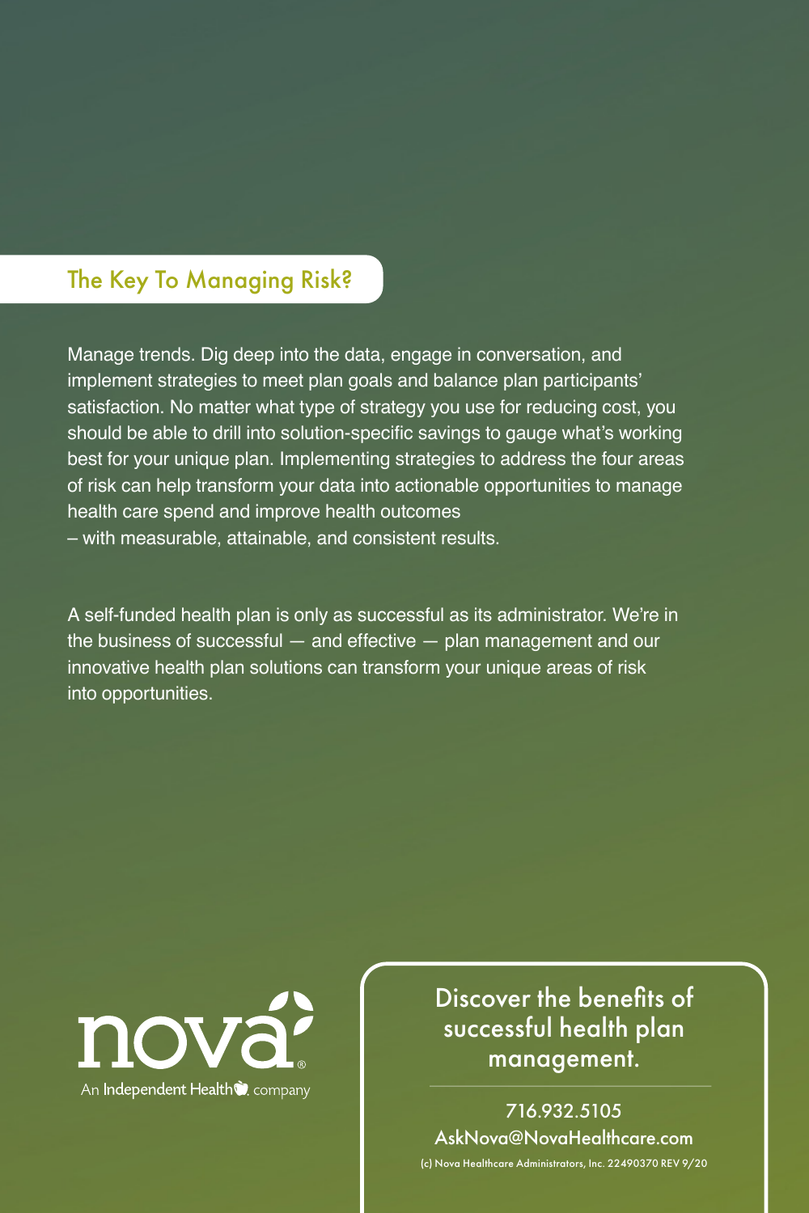## The Key To Managing Risk?

Manage trends. Dig deep into the data, engage in conversation, and implement strategies to meet plan goals and balance plan participants' satisfaction. No matter what type of strategy you use for reducing cost, you should be able to drill into solution-specific savings to gauge what's working best for your unique plan. Implementing strategies to address the four areas of risk can help transform your data into actionable opportunities to manage health care spend and improve health outcomes – with measurable, attainable, and consistent results.

A self-funded health plan is only as successful as its administrator. We're in the business of successful — and effective — plan management and our innovative health plan solutions can transform your unique areas of risk into opportunities.

nova®

An Independent Health company

**Discover the benefits of successful health plan management.**

716.932.5105

AskNova@NovaHealthcare.com

(c) Nova Healthcare Administrators, Inc. 22490370 REV 9/20